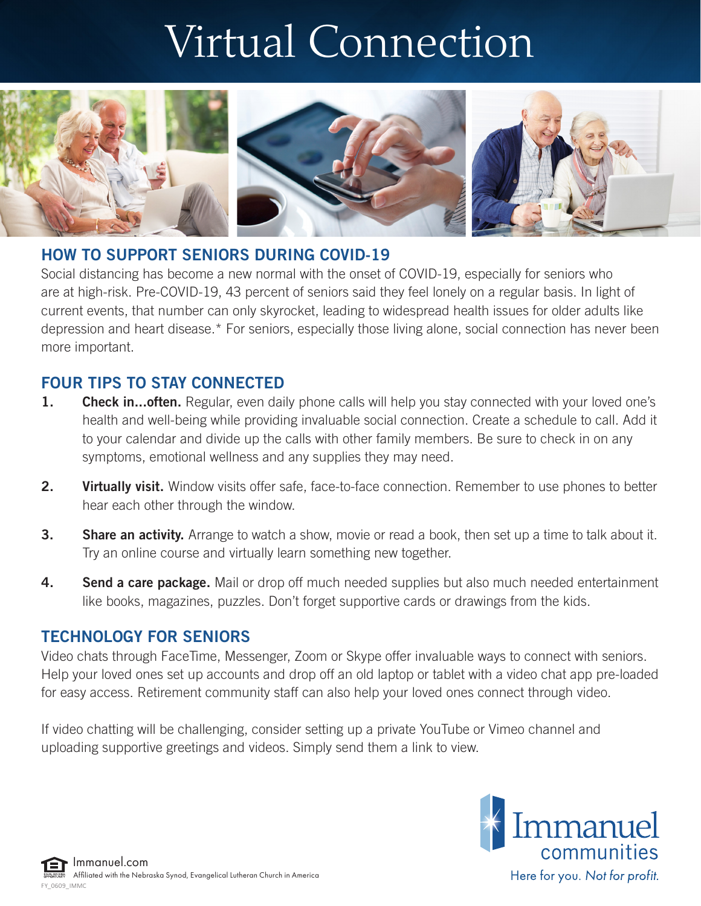# Virtual Connection

## HOW TO SUPPORT SENIORS DURING COVID-19

Social distancing has become a new normal with the onset of COVID-19, especially for seniors who are at high-risk. Pre-COVID-19, 43 percent of seniors said they feel lonely on a regular basis. In light of current events, that number can only skyrocket, leading to widespread health issues for older adults like depression and heart disease.* For seniors, especially those living alone, social connection has never been more important.

## FOUR TIPS TO STAY CONNECTED

1. **Check in...often.** Regular, even daily phone calls will help you stay connected with your loved one's health and well-being while providing invaluable social connection. Create a schedule to call. Add it to your calendar and divide up the calls with other family members. Be sure to check in on any symptoms, emotional wellness and any supplies they may need.

2. **Virtually visit.** Window visits offer safe, face-to-face connection. Remember to use phones to better hear each other through the window.

3. **Share an activity.** Arrange to watch a show, movie or read a book, then set up a time to talk about it. Try an online course and virtually learn something new together.

4. **Send a care package.** Mail or drop off much needed supplies but also much needed entertainment like books, magazines, puzzles. Don't forget supportive cards or drawings from the kids.

## TECHNOLOGY FOR SENIORS

Video chats through FaceTime, Messenger, Zoom or Skype offer invaluable ways to connect with seniors. Help your loved ones set up accounts and drop off an old laptop or tablet with a video chat app pre-loaded for easy access. Retirement community staff can also help your loved ones connect through video.

If video chatting will be challenging, consider setting up a private YouTube or Vimeo channel and uploading supportive greetings and videos. Simply send them a link to view.

Immanuel communities
Here for you. *Not for profit.*

Immanuel.com
Affiliated with the Nebraska Synod, Evangelical Lutheran Church in America
FY_0609_IMMC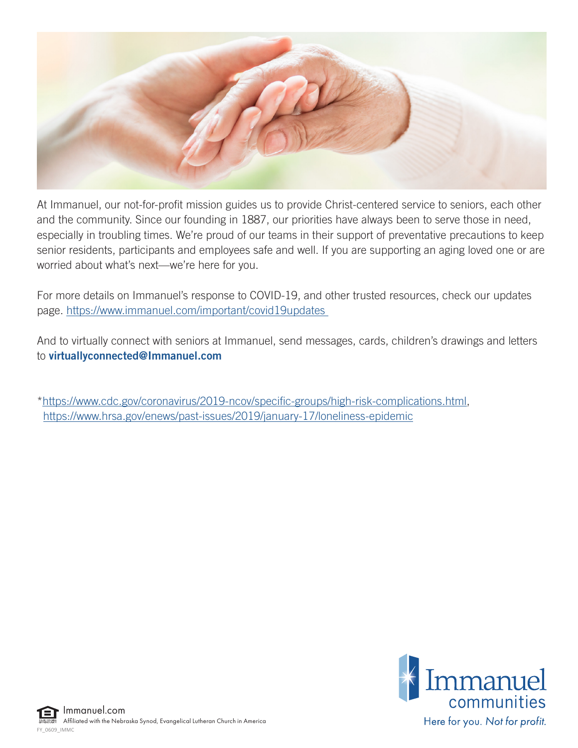At Immanuel, our not-for-profit mission guides us to provide Christ-centered service to seniors, each other and the community. Since our founding in 1887, our priorities have always been to serve those in need, especially in troubling times. We're proud of our teams in their support of preventative precautions to keep senior residents, participants and employees safe and well. If you are supporting an aging loved one or are worried about what's next—we're here for you.

For more details on Immanuel's response to COVID-19, and other trusted resources, check our updates page. https://www.immanuel.com/important/covid19updates

And to virtually connect with seniors at Immanuel, send messages, cards, children's drawings and letters to **virtuallyconnected@Immanuel.com**

*https://www.cdc.gov/coronavirus/2019-ncov/specific-groups/high-risk-complications.html, https://www.hrsa.gov/enews/past-issues/2019/january-17/loneliness-epidemic

Immanuel.com
Affiliated with the Nebraska Synod, Evangelical Lutheran Church in America
FY_0609_IMMC

Immanuel communities

Here for you. *Not for profit.*